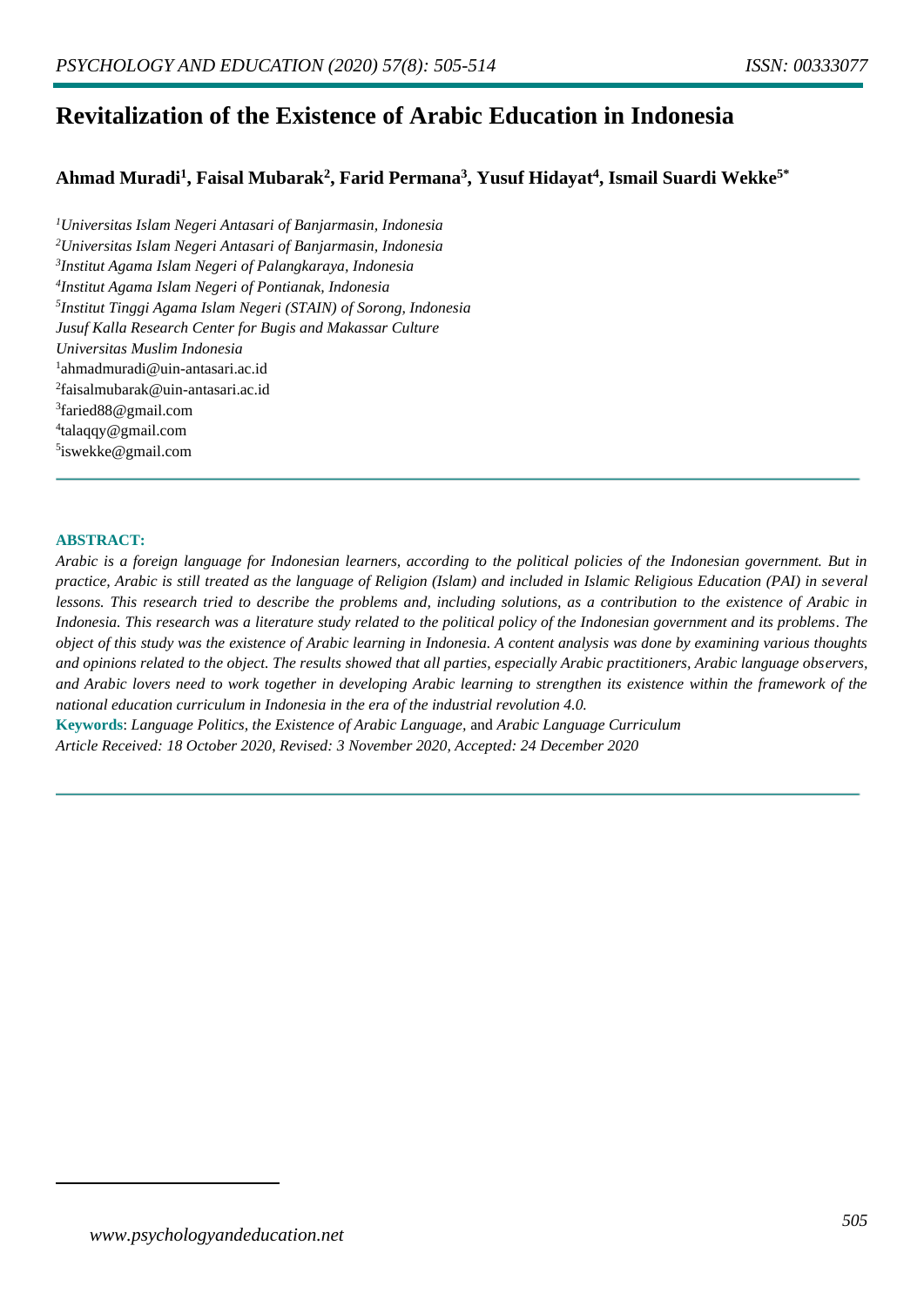# Revitalization of the Existence of Arabic Education in Indonesia

**Ahmad Muradi[1], Faisal Mubarak[2], Farid Permana[3], Yusuf Hidayat[4], Ismail Suardi Wekke[5*]**

*[1]Universitas Islam Negeri Antasari of Banjarmasin, Indonesia*
*[2]Universitas Islam Negeri Antasari of Banjarmasin, Indonesia*
*[3]Institut Agama Islam Negeri of Palangkaraya, Indonesia*
*[4]Institut Agama Islam Negeri of Pontianak, Indonesia*
*[5]Institut Tinggi Agama Islam Negeri (STAIN) of Sorong, Indonesia*
*Jusuf Kalla Research Center for Bugis and Makassar Culture*
*Universitas Muslim Indonesia*
[1]ahmadmuradi@uin-antasari.ac.id
[2]faisalmubarak@uin-antasari.ac.id
[3]faried88@gmail.com
[4]talaqqy@gmail.com
[5]iswekke@gmail.com

---

**ABSTRACT:**

*Arabic is a foreign language for Indonesian learners, according to the political policies of the Indonesian government. But in practice, Arabic is still treated as the language of Religion (Islam) and included in Islamic Religious Education (PAI) in several lessons. This research tried to describe the problems and, including solutions, as a contribution to the existence of Arabic in Indonesia. This research was a literature study related to the political policy of the Indonesian government and its problems. The object of this study was the existence of Arabic learning in Indonesia. A content analysis was done by examining various thoughts and opinions related to the object. The results showed that all parties, especially Arabic practitioners, Arabic language observers, and Arabic lovers need to work together in developing Arabic learning to strengthen its existence within the framework of the national education curriculum in Indonesia in the era of the industrial revolution 4.0.*

**Keywords**: *Language Politics, the Existence of Arabic Language,* and *Arabic Language Curriculum*

*Article Received: 18 October 2020, Revised: 3 November 2020, Accepted: 24 December 2020*

---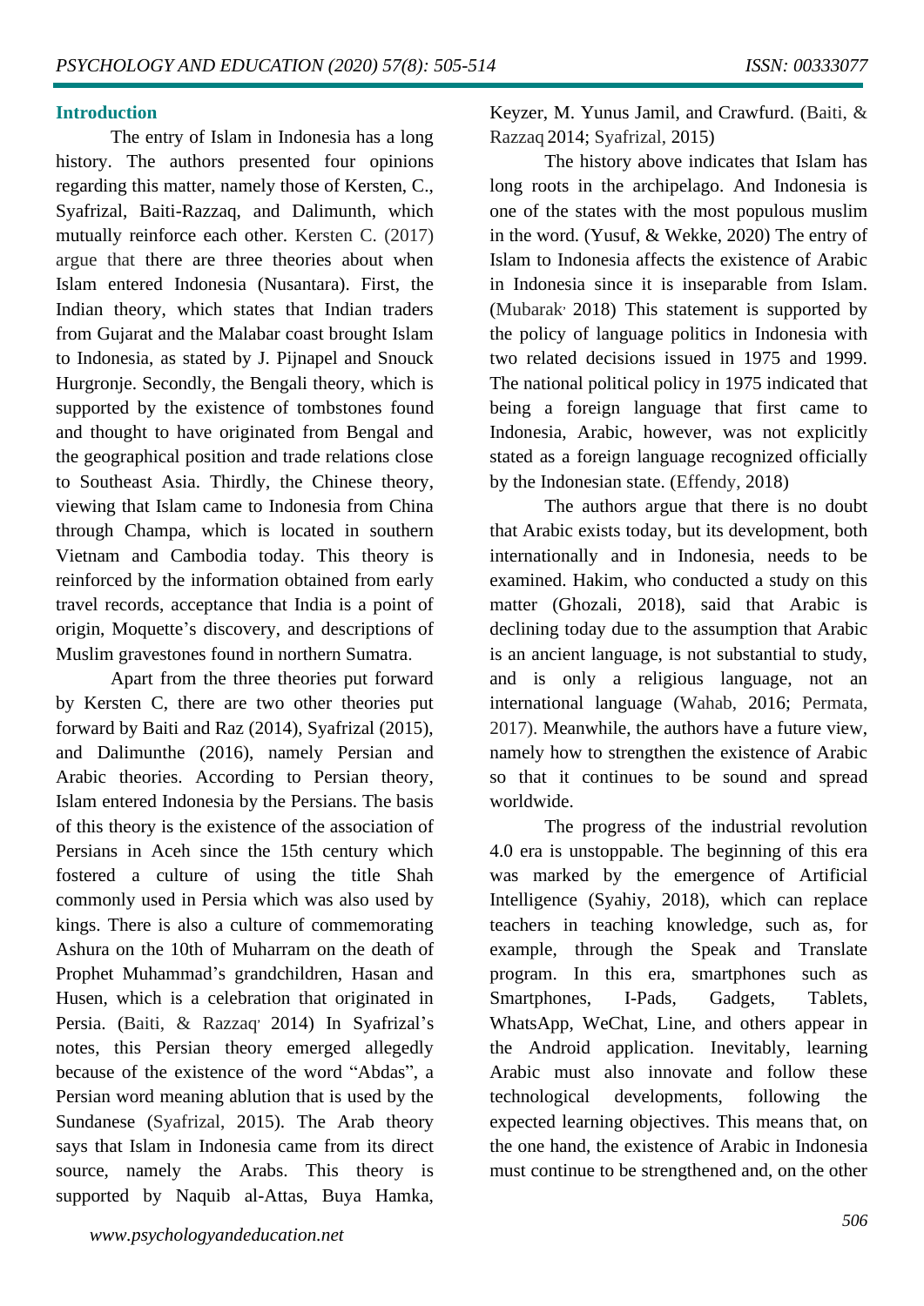## Introduction

The entry of Islam in Indonesia has a long history. The authors presented four opinions regarding this matter, namely those of Kersten, C., Syafrizal, Baiti-Razzaq, and Dalimunth, which mutually reinforce each other. Kersten C. (2017) argue that there are three theories about when Islam entered Indonesia (Nusantara). First, the Indian theory, which states that Indian traders from Gujarat and the Malabar coast brought Islam to Indonesia, as stated by J. Pijnapel and Snouck Hurgronje. Secondly, the Bengali theory, which is supported by the existence of tombstones found and thought to have originated from Bengal and the geographical position and trade relations close to Southeast Asia. Thirdly, the Chinese theory, viewing that Islam came to Indonesia from China through Champa, which is located in southern Vietnam and Cambodia today. This theory is reinforced by the information obtained from early travel records, acceptance that India is a point of origin, Moquette's discovery, and descriptions of Muslim gravestones found in northern Sumatra.

Apart from the three theories put forward by Kersten C, there are two other theories put forward by Baiti and Raz (2014), Syafrizal (2015), and Dalimunthe (2016), namely Persian and Arabic theories. According to Persian theory, Islam entered Indonesia by the Persians. The basis of this theory is the existence of the association of Persians in Aceh since the 15th century which fostered a culture of using the title Shah commonly used in Persia which was also used by kings. There is also a culture of commemorating Ashura on the 10th of Muharram on the death of Prophet Muhammad's grandchildren, Hasan and Husen, which is a celebration that originated in Persia. (Baiti, & Razzaq, 2014) In Syafrizal's notes, this Persian theory emerged allegedly because of the existence of the word "Abdas", a Persian word meaning ablution that is used by the Sundanese (Syafrizal, 2015). The Arab theory says that Islam in Indonesia came from its direct source, namely the Arabs. This theory is supported by Naquib al-Attas, Buya Hamka, Keyzer, M. Yunus Jamil, and Crawfurd. (Baiti, & Razzaq 2014; Syafrizal, 2015)

The history above indicates that Islam has long roots in the archipelago. And Indonesia is one of the states with the most populous muslim in the word. (Yusuf, & Wekke, 2020) The entry of Islam to Indonesia affects the existence of Arabic in Indonesia since it is inseparable from Islam. (Mubarak, 2018) This statement is supported by the policy of language politics in Indonesia with two related decisions issued in 1975 and 1999. The national political policy in 1975 indicated that being a foreign language that first came to Indonesia, Arabic, however, was not explicitly stated as a foreign language recognized officially by the Indonesian state. (Effendy, 2018)

The authors argue that there is no doubt that Arabic exists today, but its development, both internationally and in Indonesia, needs to be examined. Hakim, who conducted a study on this matter (Ghozali, 2018), said that Arabic is declining today due to the assumption that Arabic is an ancient language, is not substantial to study, and is only a religious language, not an international language (Wahab, 2016; Permata, 2017). Meanwhile, the authors have a future view, namely how to strengthen the existence of Arabic so that it continues to be sound and spread worldwide.

The progress of the industrial revolution 4.0 era is unstoppable. The beginning of this era was marked by the emergence of Artificial Intelligence (Syahiy, 2018), which can replace teachers in teaching knowledge, such as, for example, through the Speak and Translate program. In this era, smartphones such as Smartphones, I-Pads, Gadgets, Tablets, WhatsApp, WeChat, Line, and others appear in the Android application. Inevitably, learning Arabic must also innovate and follow these technological developments, following the expected learning objectives. This means that, on the one hand, the existence of Arabic in Indonesia must continue to be strengthened and, on the other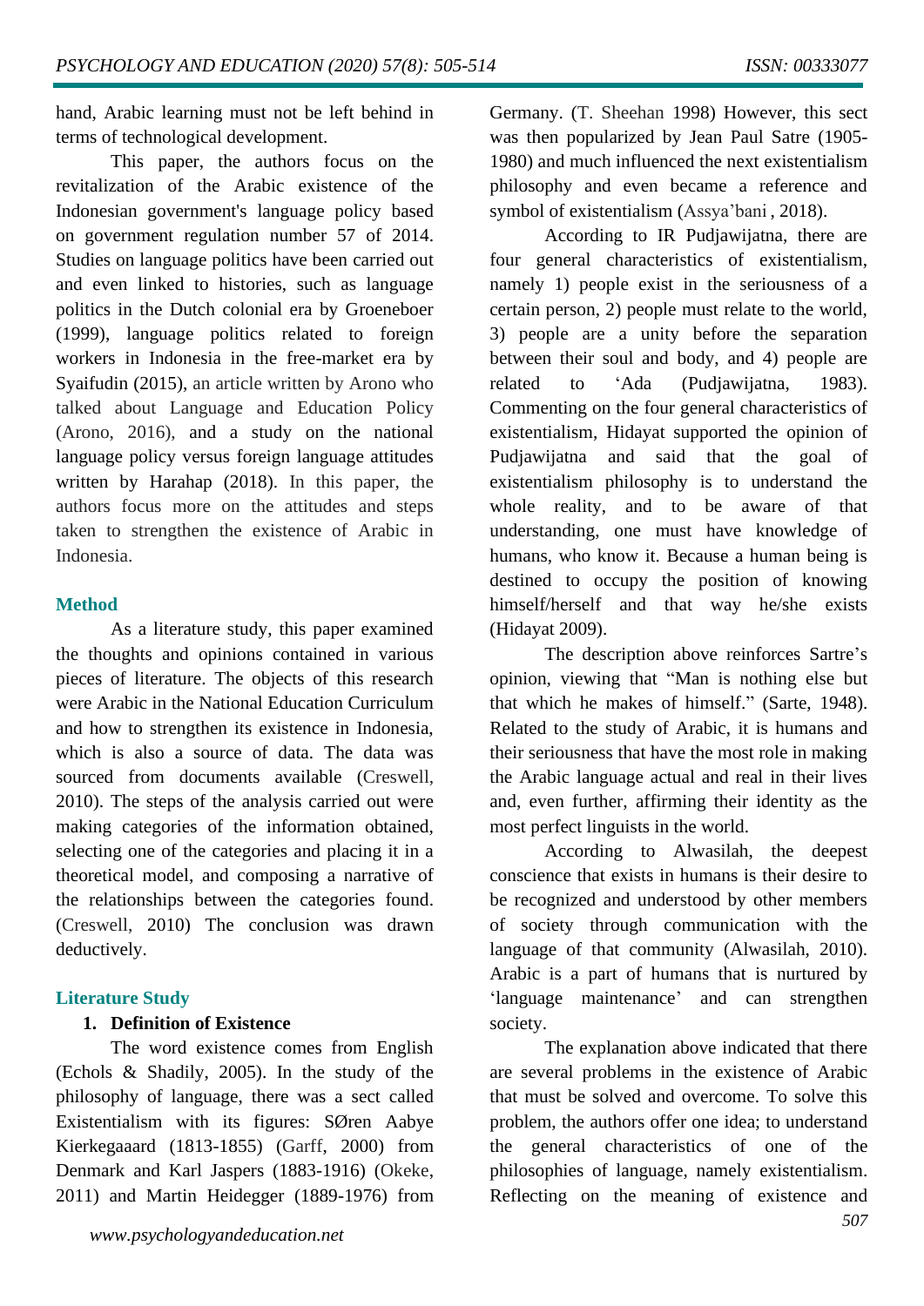hand, Arabic learning must not be left behind in terms of technological development.

This paper, the authors focus on the revitalization of the Arabic existence of the Indonesian government's language policy based on government regulation number 57 of 2014. Studies on language politics have been carried out and even linked to histories, such as language politics in the Dutch colonial era by Groeneboer (1999), language politics related to foreign workers in Indonesia in the free-market era by Syaifudin (2015), an article written by Arono who talked about Language and Education Policy (Arono, 2016), and a study on the national language policy versus foreign language attitudes written by Harahap (2018). In this paper, the authors focus more on the attitudes and steps taken to strengthen the existence of Arabic in Indonesia.

## Method

As a literature study, this paper examined the thoughts and opinions contained in various pieces of literature. The objects of this research were Arabic in the National Education Curriculum and how to strengthen its existence in Indonesia, which is also a source of data. The data was sourced from documents available (Creswell, 2010). The steps of the analysis carried out were making categories of the information obtained, selecting one of the categories and placing it in a theoretical model, and composing a narrative of the relationships between the categories found. (Creswell, 2010) The conclusion was drawn deductively.

## Literature Study

### 1. Definition of Existence

The word existence comes from English (Echols & Shadily, 2005). In the study of the philosophy of language, there was a sect called Existentialism with its figures: SØren Aabye Kierkegaaard (1813-1855) (Garff, 2000) from Denmark and Karl Jaspers (1883-1916) (Okeke, 2011) and Martin Heidegger (1889-1976) from Germany. (T. Sheehan 1998) However, this sect was then popularized by Jean Paul Satre (1905-1980) and much influenced the next existentialism philosophy and even became a reference and symbol of existentialism (Assya'bani , 2018).

According to IR Pudjawijatna, there are four general characteristics of existentialism, namely 1) people exist in the seriousness of a certain person, 2) people must relate to the world, 3) people are a unity before the separation between their soul and body, and 4) people are related to 'Ada (Pudjawijatna, 1983). Commenting on the four general characteristics of existentialism, Hidayat supported the opinion of Pudjawijatna and said that the goal of existentialism philosophy is to understand the whole reality, and to be aware of that understanding, one must have knowledge of humans, who know it. Because a human being is destined to occupy the position of knowing himself/herself and that way he/she exists (Hidayat 2009).

The description above reinforces Sartre's opinion, viewing that "Man is nothing else but that which he makes of himself." (Sarte, 1948). Related to the study of Arabic, it is humans and their seriousness that have the most role in making the Arabic language actual and real in their lives and, even further, affirming their identity as the most perfect linguists in the world.

According to Alwasilah, the deepest conscience that exists in humans is their desire to be recognized and understood by other members of society through communication with the language of that community (Alwasilah, 2010). Arabic is a part of humans that is nurtured by 'language maintenance' and can strengthen society.

The explanation above indicated that there are several problems in the existence of Arabic that must be solved and overcome. To solve this problem, the authors offer one idea; to understand the general characteristics of one of the philosophies of language, namely existentialism. Reflecting on the meaning of existence and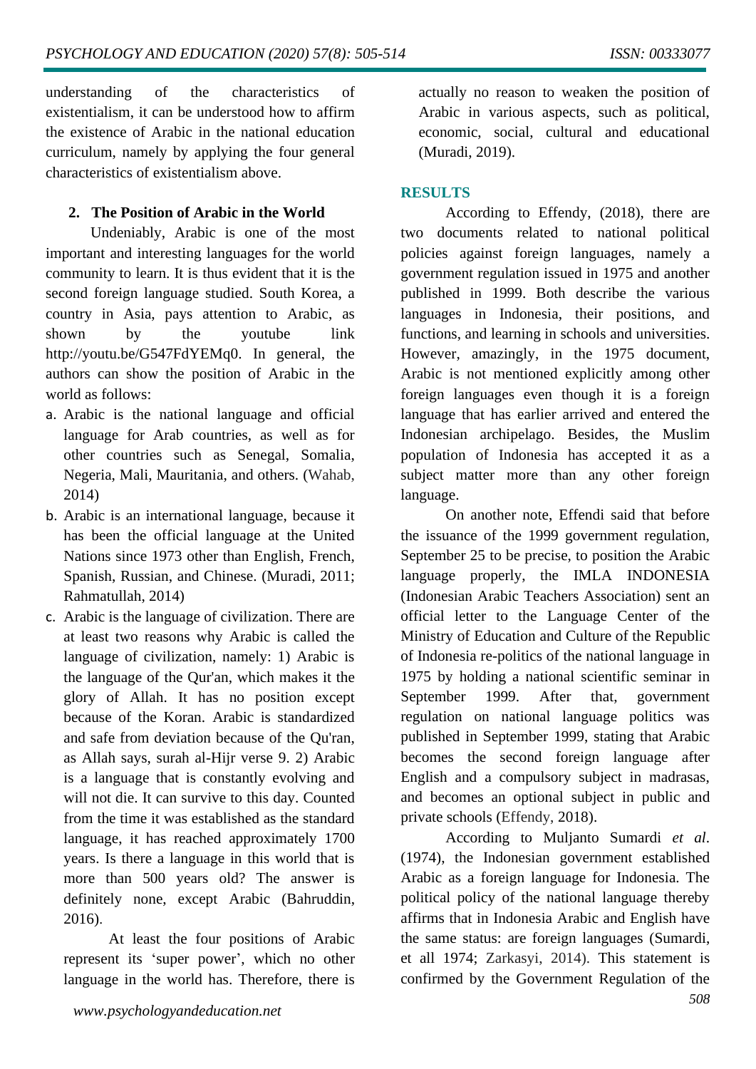understanding of the characteristics of existentialism, it can be understood how to affirm the existence of Arabic in the national education curriculum, namely by applying the four general characteristics of existentialism above.

**2. The Position of Arabic in the World**

Undeniably, Arabic is one of the most important and interesting languages for the world community to learn. It is thus evident that it is the second foreign language studied. South Korea, a country in Asia, pays attention to Arabic, as shown by the youtube link http://youtu.be/G547FdYEMq0. In general, the authors can show the position of Arabic in the world as follows:

a. Arabic is the national language and official language for Arab countries, as well as for other countries such as Senegal, Somalia, Negeria, Mali, Mauritania, and others. (Wahab, 2014)
b. Arabic is an international language, because it has been the official language at the United Nations since 1973 other than English, French, Spanish, Russian, and Chinese. (Muradi, 2011; Rahmatullah, 2014)
c. Arabic is the language of civilization. There are at least two reasons why Arabic is called the language of civilization, namely: 1) Arabic is the language of the Qur'an, which makes it the glory of Allah. It has no position except because of the Koran. Arabic is standardized and safe from deviation because of the Qu'ran, as Allah says, surah al-Hijr verse 9. 2) Arabic is a language that is constantly evolving and will not die. It can survive to this day. Counted from the time it was established as the standard language, it has reached approximately 1700 years. Is there a language in this world that is more than 500 years old? The answer is definitely none, except Arabic (Bahruddin, 2016).

At least the four positions of Arabic represent its 'super power', which no other language in the world has. Therefore, there is actually no reason to weaken the position of Arabic in various aspects, such as political, economic, social, cultural and educational (Muradi, 2019).

## RESULTS

According to Effendy, (2018), there are two documents related to national political policies against foreign languages, namely a government regulation issued in 1975 and another published in 1999. Both describe the various languages in Indonesia, their positions, and functions, and learning in schools and universities. However, amazingly, in the 1975 document, Arabic is not mentioned explicitly among other foreign languages even though it is a foreign language that has earlier arrived and entered the Indonesian archipelago. Besides, the Muslim population of Indonesia has accepted it as a subject matter more than any other foreign language.

On another note, Effendi said that before the issuance of the 1999 government regulation, September 25 to be precise, to position the Arabic language properly, the IMLA INDONESIA (Indonesian Arabic Teachers Association) sent an official letter to the Language Center of the Ministry of Education and Culture of the Republic of Indonesia re-politics of the national language in 1975 by holding a national scientific seminar in September 1999. After that, government regulation on national language politics was published in September 1999, stating that Arabic becomes the second foreign language after English and a compulsory subject in madrasas, and becomes an optional subject in public and private schools (Effendy, 2018).

According to Muljanto Sumardi *et al*. (1974), the Indonesian government established Arabic as a foreign language for Indonesia. The political policy of the national language thereby affirms that in Indonesia Arabic and English have the same status: are foreign languages (Sumardi, et all 1974; Zarkasyi, 2014). This statement is confirmed by the Government Regulation of the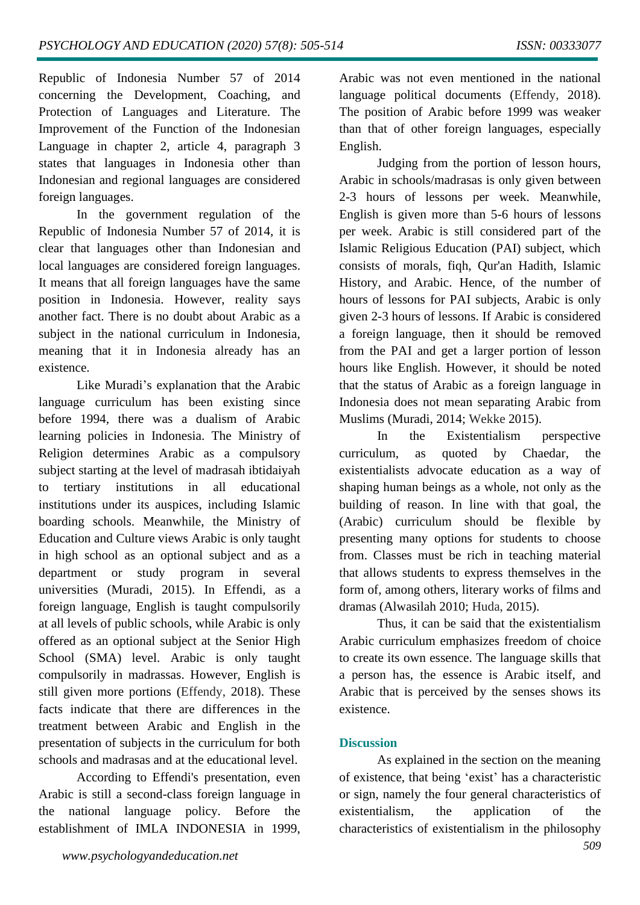Republic of Indonesia Number 57 of 2014 concerning the Development, Coaching, and Protection of Languages and Literature. The Improvement of the Function of the Indonesian Language in chapter 2, article 4, paragraph 3 states that languages in Indonesia other than Indonesian and regional languages are considered foreign languages.

In the government regulation of the Republic of Indonesia Number 57 of 2014, it is clear that languages other than Indonesian and local languages are considered foreign languages. It means that all foreign languages have the same position in Indonesia. However, reality says another fact. There is no doubt about Arabic as a subject in the national curriculum in Indonesia, meaning that it in Indonesia already has an existence.

Like Muradi's explanation that the Arabic language curriculum has been existing since before 1994, there was a dualism of Arabic learning policies in Indonesia. The Ministry of Religion determines Arabic as a compulsory subject starting at the level of madrasah ibtidaiyah to tertiary institutions in all educational institutions under its auspices, including Islamic boarding schools. Meanwhile, the Ministry of Education and Culture views Arabic is only taught in high school as an optional subject and as a department or study program in several universities (Muradi, 2015). In Effendi, as a foreign language, English is taught compulsorily at all levels of public schools, while Arabic is only offered as an optional subject at the Senior High School (SMA) level. Arabic is only taught compulsorily in madrassas. However, English is still given more portions (Effendy, 2018). These facts indicate that there are differences in the treatment between Arabic and English in the presentation of subjects in the curriculum for both schools and madrasas and at the educational level.

According to Effendi's presentation, even Arabic is still a second-class foreign language in the national language policy. Before the establishment of IMLA INDONESIA in 1999, Arabic was not even mentioned in the national language political documents (Effendy, 2018). The position of Arabic before 1999 was weaker than that of other foreign languages, especially English.

Judging from the portion of lesson hours, Arabic in schools/madrasas is only given between 2-3 hours of lessons per week. Meanwhile, English is given more than 5-6 hours of lessons per week. Arabic is still considered part of the Islamic Religious Education (PAI) subject, which consists of morals, fiqh, Qur'an Hadith, Islamic History, and Arabic. Hence, of the number of hours of lessons for PAI subjects, Arabic is only given 2-3 hours of lessons. If Arabic is considered a foreign language, then it should be removed from the PAI and get a larger portion of lesson hours like English. However, it should be noted that the status of Arabic as a foreign language in Indonesia does not mean separating Arabic from Muslims (Muradi, 2014; Wekke 2015).

In the Existentialism perspective curriculum, as quoted by Chaedar, the existentialists advocate education as a way of shaping human beings as a whole, not only as the building of reason. In line with that goal, the (Arabic) curriculum should be flexible by presenting many options for students to choose from. Classes must be rich in teaching material that allows students to express themselves in the form of, among others, literary works of films and dramas (Alwasilah 2010; Huda, 2015).

Thus, it can be said that the existentialism Arabic curriculum emphasizes freedom of choice to create its own essence. The language skills that a person has, the essence is Arabic itself, and Arabic that is perceived by the senses shows its existence.

## Discussion

As explained in the section on the meaning of existence, that being 'exist' has a characteristic or sign, namely the four general characteristics of existentialism, the application of the characteristics of existentialism in the philosophy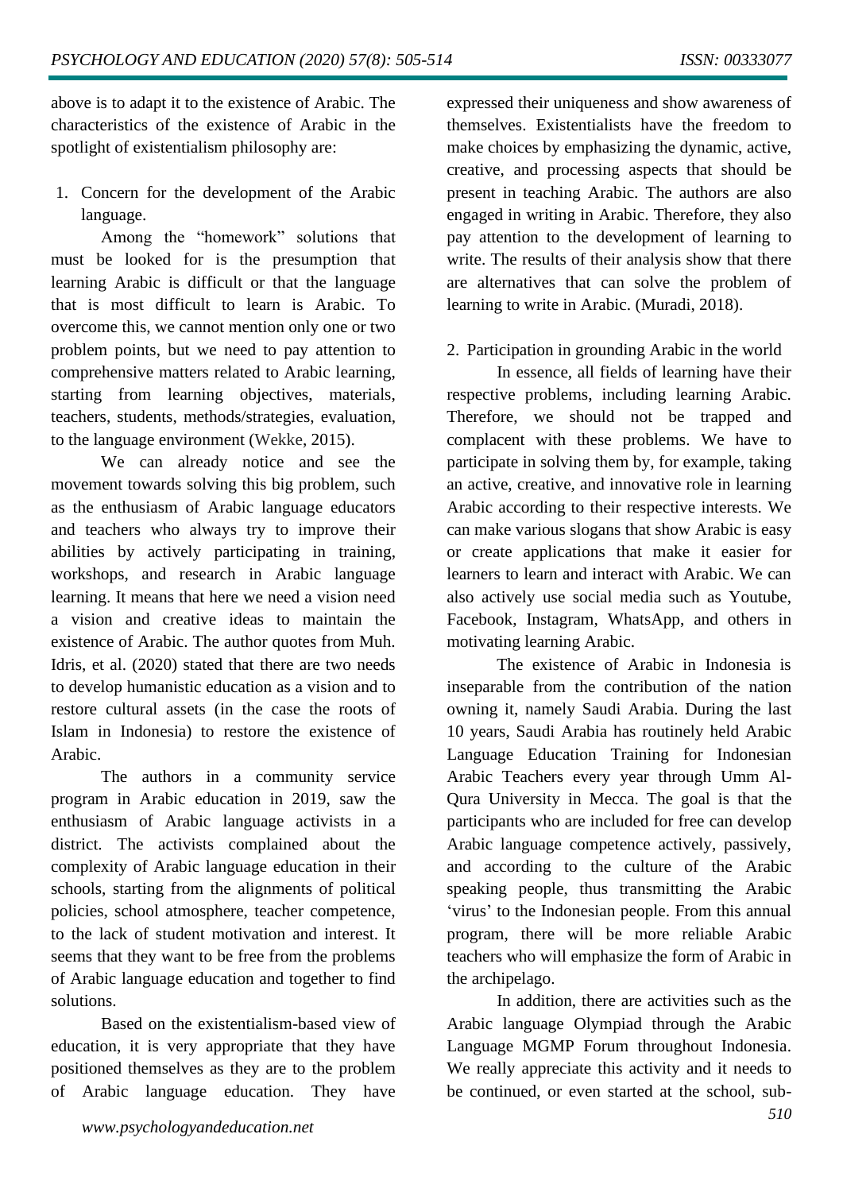above is to adapt it to the existence of Arabic. The characteristics of the existence of Arabic in the spotlight of existentialism philosophy are:

1. Concern for the development of the Arabic language.

Among the "homework" solutions that must be looked for is the presumption that learning Arabic is difficult or that the language that is most difficult to learn is Arabic. To overcome this, we cannot mention only one or two problem points, but we need to pay attention to comprehensive matters related to Arabic learning, starting from learning objectives, materials, teachers, students, methods/strategies, evaluation, to the language environment (Wekke, 2015).

We can already notice and see the movement towards solving this big problem, such as the enthusiasm of Arabic language educators and teachers who always try to improve their abilities by actively participating in training, workshops, and research in Arabic language learning. It means that here we need a vision need a vision and creative ideas to maintain the existence of Arabic. The author quotes from Muh. Idris, et al. (2020) stated that there are two needs to develop humanistic education as a vision and to restore cultural assets (in the case the roots of Islam in Indonesia) to restore the existence of Arabic.

The authors in a community service program in Arabic education in 2019, saw the enthusiasm of Arabic language activists in a district. The activists complained about the complexity of Arabic language education in their schools, starting from the alignments of political policies, school atmosphere, teacher competence, to the lack of student motivation and interest. It seems that they want to be free from the problems of Arabic language education and together to find solutions.

Based on the existentialism-based view of education, it is very appropriate that they have positioned themselves as they are to the problem of Arabic language education. They have expressed their uniqueness and show awareness of themselves. Existentialists have the freedom to make choices by emphasizing the dynamic, active, creative, and processing aspects that should be present in teaching Arabic. The authors are also engaged in writing in Arabic. Therefore, they also pay attention to the development of learning to write. The results of their analysis show that there are alternatives that can solve the problem of learning to write in Arabic. (Muradi, 2018).

2. Participation in grounding Arabic in the world

In essence, all fields of learning have their respective problems, including learning Arabic. Therefore, we should not be trapped and complacent with these problems. We have to participate in solving them by, for example, taking an active, creative, and innovative role in learning Arabic according to their respective interests. We can make various slogans that show Arabic is easy or create applications that make it easier for learners to learn and interact with Arabic. We can also actively use social media such as Youtube, Facebook, Instagram, WhatsApp, and others in motivating learning Arabic.

The existence of Arabic in Indonesia is inseparable from the contribution of the nation owning it, namely Saudi Arabia. During the last 10 years, Saudi Arabia has routinely held Arabic Language Education Training for Indonesian Arabic Teachers every year through Umm Al-Qura University in Mecca. The goal is that the participants who are included for free can develop Arabic language competence actively, passively, and according to the culture of the Arabic speaking people, thus transmitting the Arabic 'virus' to the Indonesian people. From this annual program, there will be more reliable Arabic teachers who will emphasize the form of Arabic in the archipelago.

In addition, there are activities such as the Arabic language Olympiad through the Arabic Language MGMP Forum throughout Indonesia. We really appreciate this activity and it needs to be continued, or even started at the school, sub-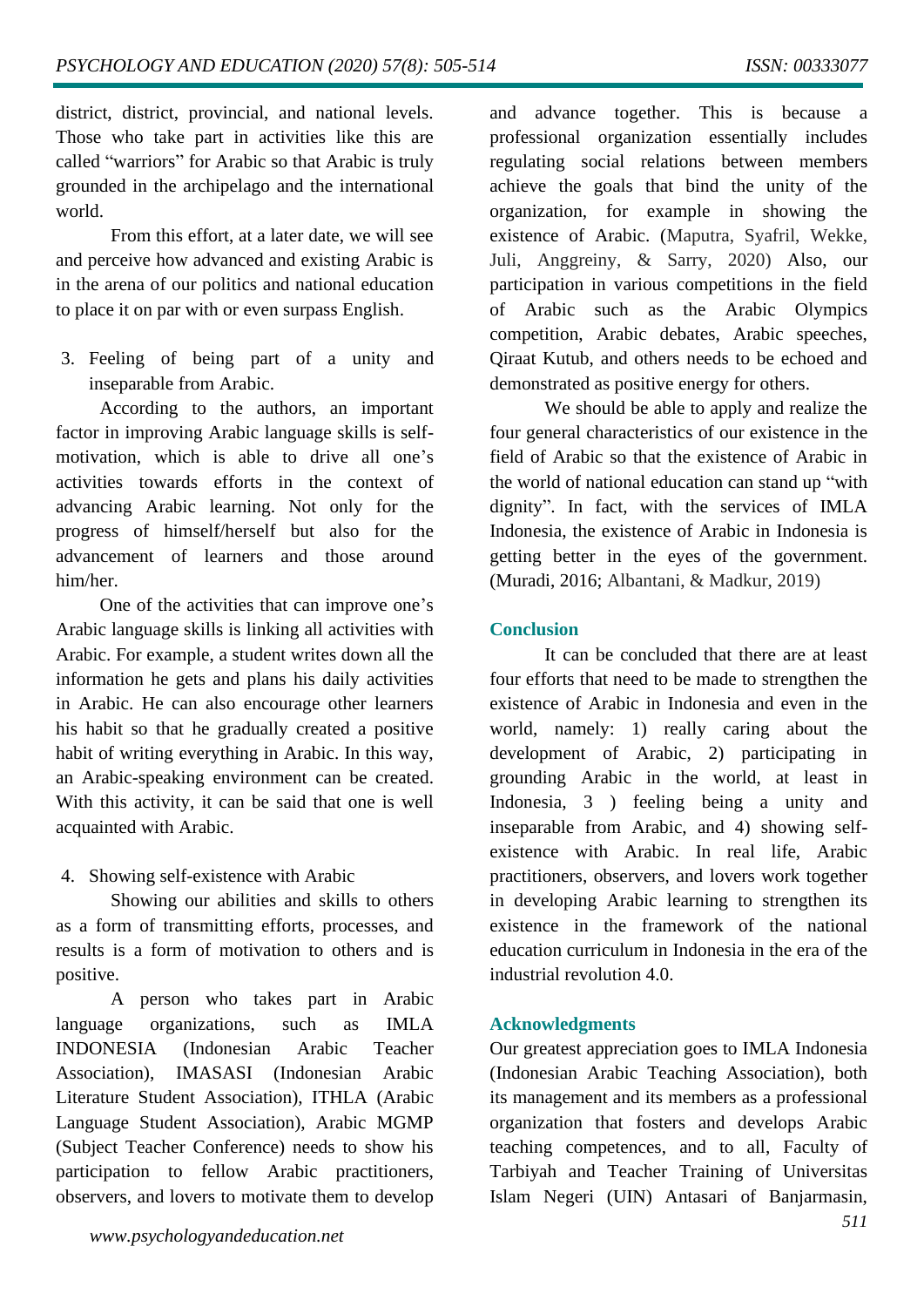district, district, provincial, and national levels. Those who take part in activities like this are called “warriors” for Arabic so that Arabic is truly grounded in the archipelago and the international world.

From this effort, at a later date, we will see and perceive how advanced and existing Arabic is in the arena of our politics and national education to place it on par with or even surpass English.

3. Feeling of being part of a unity and inseparable from Arabic.

According to the authors, an important factor in improving Arabic language skills is self-motivation, which is able to drive all one’s activities towards efforts in the context of advancing Arabic learning. Not only for the progress of himself/herself but also for the advancement of learners and those around him/her.

One of the activities that can improve one’s Arabic language skills is linking all activities with Arabic. For example, a student writes down all the information he gets and plans his daily activities in Arabic. He can also encourage other learners his habit so that he gradually created a positive habit of writing everything in Arabic. In this way, an Arabic-speaking environment can be created. With this activity, it can be said that one is well acquainted with Arabic.

4. Showing self-existence with Arabic

Showing our abilities and skills to others as a form of transmitting efforts, processes, and results is a form of motivation to others and is positive.

A person who takes part in Arabic language organizations, such as IMLA INDONESIA (Indonesian Arabic Teacher Association), IMASASI (Indonesian Arabic Literature Student Association), ITHLA (Arabic Language Student Association), Arabic MGMP (Subject Teacher Conference) needs to show his participation to fellow Arabic practitioners, observers, and lovers to motivate them to develop and advance together. This is because a professional organization essentially includes regulating social relations between members achieve the goals that bind the unity of the organization, for example in showing the existence of Arabic. (Maputra, Syafril, Wekke, Juli, Anggreiny, & Sarry, 2020) Also, our participation in various competitions in the field of Arabic such as the Arabic Olympics competition, Arabic debates, Arabic speeches, Qiraat Kutub, and others needs to be echoed and demonstrated as positive energy for others.

We should be able to apply and realize the four general characteristics of our existence in the field of Arabic so that the existence of Arabic in the world of national education can stand up “with dignity”. In fact, with the services of IMLA Indonesia, the existence of Arabic in Indonesia is getting better in the eyes of the government. (Muradi, 2016; Albantani, & Madkur, 2019)

## Conclusion

It can be concluded that there are at least four efforts that need to be made to strengthen the existence of Arabic in Indonesia and even in the world, namely: 1) really caring about the development of Arabic, 2) participating in grounding Arabic in the world, at least in Indonesia, 3 ) feeling being a unity and inseparable from Arabic, and 4) showing self-existence with Arabic. In real life, Arabic practitioners, observers, and lovers work together in developing Arabic learning to strengthen its existence in the framework of the national education curriculum in Indonesia in the era of the industrial revolution 4.0.

## Acknowledgments

Our greatest appreciation goes to IMLA Indonesia (Indonesian Arabic Teaching Association), both its management and its members as a professional organization that fosters and develops Arabic teaching competences, and to all, Faculty of Tarbiyah and Teacher Training of Universitas Islam Negeri (UIN) Antasari of Banjarmasin,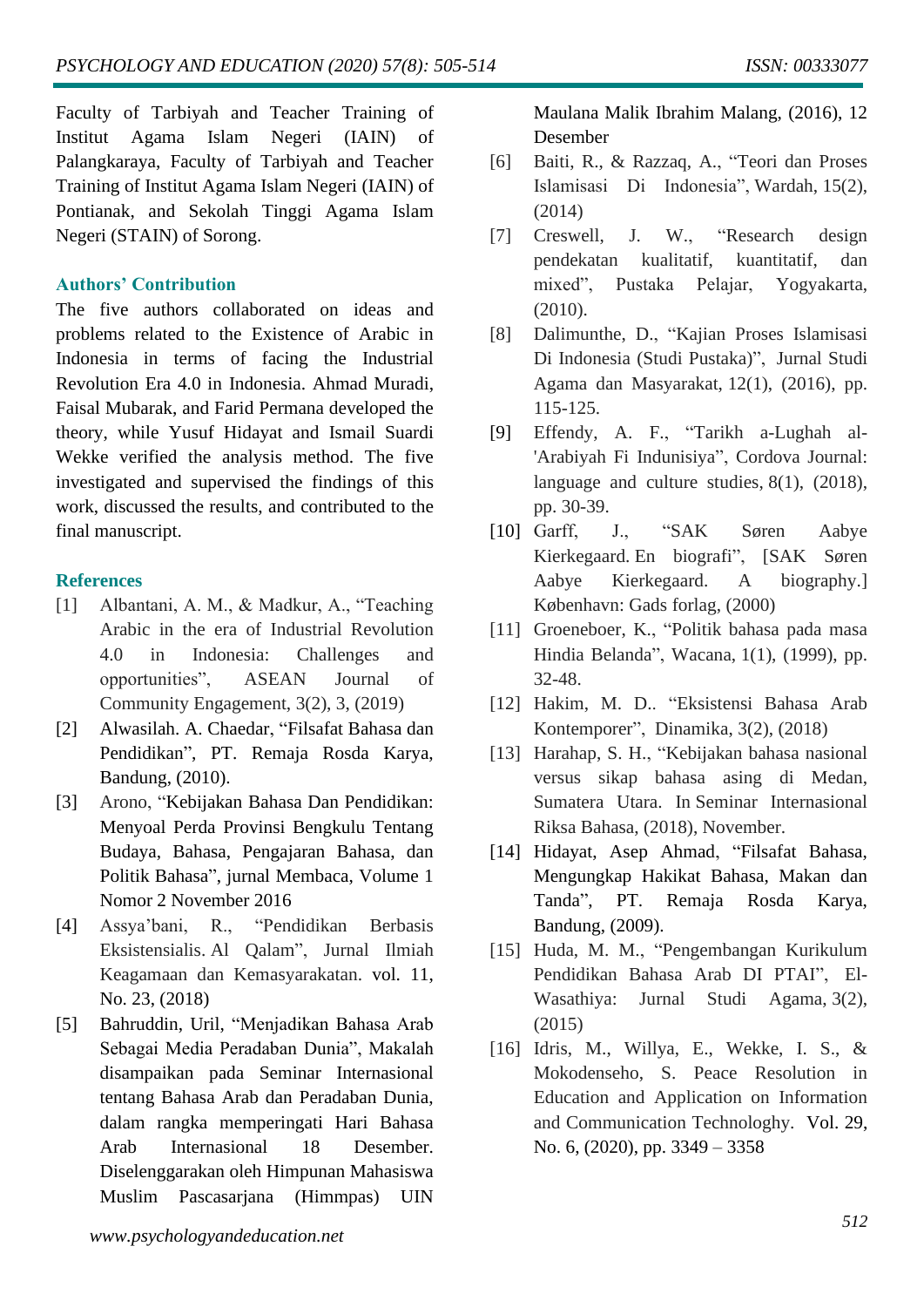Faculty of Tarbiyah and Teacher Training of Institut Agama Islam Negeri (IAIN) of Palangkaraya, Faculty of Tarbiyah and Teacher Training of Institut Agama Islam Negeri (IAIN) of Pontianak, and Sekolah Tinggi Agama Islam Negeri (STAIN) of Sorong.

### Authors' Contribution

The five authors collaborated on ideas and problems related to the Existence of Arabic in Indonesia in terms of facing the Industrial Revolution Era 4.0 in Indonesia. Ahmad Muradi, Faisal Mubarak, and Farid Permana developed the theory, while Yusuf Hidayat and Ismail Suardi Wekke verified the analysis method. The five investigated and supervised the findings of this work, discussed the results, and contributed to the final manuscript.

### References

[1] Albantani, A. M., & Madkur, A., "Teaching Arabic in the era of Industrial Revolution 4.0 in Indonesia: Challenges and opportunities", ASEAN Journal of Community Engagement, 3(2), 3, (2019)

[2] Alwasilah. A. Chaedar, "Filsafat Bahasa dan Pendidikan", PT. Remaja Rosda Karya, Bandung, (2010).

[3] Arono, "Kebijakan Bahasa Dan Pendidikan: Menyoal Perda Provinsi Bengkulu Tentang Budaya, Bahasa, Pengajaran Bahasa, dan Politik Bahasa", jurnal Membaca, Volume 1 Nomor 2 November 2016

[4] Assya'bani, R., "Pendidikan Berbasis Eksistensialis. Al Qalam", Jurnal Ilmiah Keagamaan dan Kemasyarakatan. vol. 11, No. 23, (2018)

[5] Bahruddin, Uril, "Menjadikan Bahasa Arab Sebagai Media Peradaban Dunia", Makalah disampaikan pada Seminar Internasional tentang Bahasa Arab dan Peradaban Dunia, dalam rangka memperingati Hari Bahasa Arab Internasional 18 Desember. Diselenggarakan oleh Himpunan Mahasiswa Muslim Pascasarjana (Himmpas) UIN Maulana Malik Ibrahim Malang, (2016), 12 Desember

[6] Baiti, R., & Razzaq, A., "Teori dan Proses Islamisasi Di Indonesia", Wardah, 15(2), (2014)

[7] Creswell, J. W., "Research design pendekatan kualitatif, kuantitatif, dan mixed", Pustaka Pelajar, Yogyakarta, (2010).

[8] Dalimunthe, D., "Kajian Proses Islamisasi Di Indonesia (Studi Pustaka)", Jurnal Studi Agama dan Masyarakat, 12(1), (2016), pp. 115-125.

[9] Effendy, A. F., "Tarikh a-Lughah al-'Arabiyah Fi Indunisiya", Cordova Journal: language and culture studies, 8(1), (2018), pp. 30-39.

[10] Garff, J., "SAK Søren Aabye Kierkegaard. En biografi", [SAK Søren Aabye Kierkegaard. A biography.] København: Gads forlag, (2000)

[11] Groeneboer, K., "Politik bahasa pada masa Hindia Belanda", Wacana, 1(1), (1999), pp. 32-48.

[12] Hakim, M. D.. "Eksistensi Bahasa Arab Kontemporer", Dinamika, 3(2), (2018)

[13] Harahap, S. H., "Kebijakan bahasa nasional versus sikap bahasa asing di Medan, Sumatera Utara. In Seminar Internasional Riksa Bahasa, (2018), November.

[14] Hidayat, Asep Ahmad, "Filsafat Bahasa, Mengungkap Hakikat Bahasa, Makan dan Tanda", PT. Remaja Rosda Karya, Bandung, (2009).

[15] Huda, M. M., "Pengembangan Kurikulum Pendidikan Bahasa Arab DI PTAI", El-Wasathiya: Jurnal Studi Agama, 3(2), (2015)

[16] Idris, M., Willya, E., Wekke, I. S., & Mokodenseho, S. Peace Resolution in Education and Application on Information and Communication Technologhy. Vol. 29, No. 6, (2020), pp. 3349 – 3358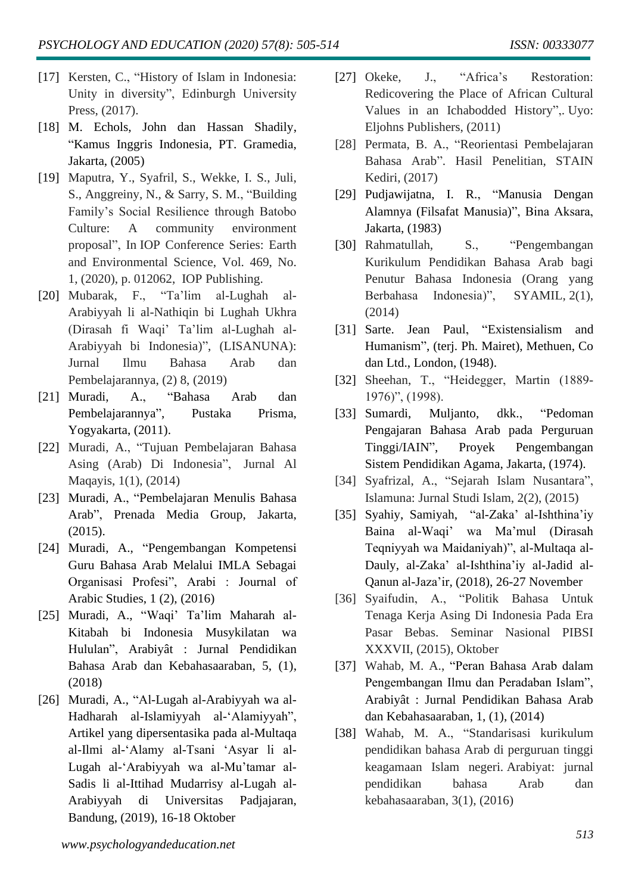[17] Kersten, C., "History of Islam in Indonesia: Unity in diversity", Edinburgh University Press, (2017).

[18] M. Echols, John dan Hassan Shadily, "Kamus Inggris Indonesia, PT. Gramedia, Jakarta, (2005)

[19] Maputra, Y., Syafril, S., Wekke, I. S., Juli, S., Anggreiny, N., & Sarry, S. M., "Building Family's Social Resilience through Batobo Culture: A community environment proposal", In IOP Conference Series: Earth and Environmental Science, Vol. 469, No. 1, (2020), p. 012062, IOP Publishing.

[20] Mubarak, F., "Ta'lim al-Lughah al-Arabiyyah li al-Nathiqin bi Lughah Ukhra (Dirasah fi Waqi' Ta'lim al-Lughah al-Arabiyyah bi Indonesia)", (LISANUNA): Jurnal Ilmu Bahasa Arab dan Pembelajarannya, (2) 8, (2019)

[21] Muradi, A., "Bahasa Arab dan Pembelajarannya", Pustaka Prisma, Yogyakarta, (2011).

[22] Muradi, A., "Tujuan Pembelajaran Bahasa Asing (Arab) Di Indonesia", Jurnal Al Maqayis, 1(1), (2014)

[23] Muradi, A., "Pembelajaran Menulis Bahasa Arab", Prenada Media Group, Jakarta, (2015).

[24] Muradi, A., "Pengembangan Kompetensi Guru Bahasa Arab Melalui IMLA Sebagai Organisasi Profesi", Arabi : Journal of Arabic Studies, 1 (2), (2016)

[25] Muradi, A., "Waqi' Ta'lim Maharah al-Kitabah bi Indonesia Musykilatan wa Hululan", Arabiyât : Jurnal Pendidikan Bahasa Arab dan Kebahasaaraban, 5, (1), (2018)

[26] Muradi, A., "Al-Lugah al-Arabiyyah wa al-Hadharah al-Islamiyyah al-'Alamiyyah", Artikel yang dipersentasika pada al-Multaqa al-Ilmi al-'Alamy al-Tsani 'Asyar li al-Lugah al-'Arabiyyah wa al-Mu'tamar al-Sadis li al-Ittihad Mudarrisy al-Lugah al-Arabiyyah di Universitas Padjajaran, Bandung, (2019), 16-18 Oktober

[27] Okeke, J., "Africa's Restoration: Redicovering the Place of African Cultural Values in an Ichabodded History",. Uyo: Eljohns Publishers, (2011)

[28] Permata, B. A., "Reorientasi Pembelajaran Bahasa Arab". Hasil Penelitian, STAIN Kediri, (2017)

[29] Pudjawijatna, I. R., "Manusia Dengan Alamnya (Filsafat Manusia)", Bina Aksara, Jakarta, (1983)

[30] Rahmatullah, S., "Pengembangan Kurikulum Pendidikan Bahasa Arab bagi Penutur Bahasa Indonesia (Orang yang Berbahasa Indonesia)", SYAMIL, 2(1), (2014)

[31] Sarte. Jean Paul, "Existensialism and Humanism", (terj. Ph. Mairet), Methuen, Co dan Ltd., London, (1948).

[32] Sheehan, T., "Heidegger, Martin (1889-1976)", (1998).

[33] Sumardi, Muljanto, dkk., "Pedoman Pengajaran Bahasa Arab pada Perguruan Tinggi/IAIN", Proyek Pengembangan Sistem Pendidikan Agama, Jakarta, (1974).

[34] Syafrizal, A., "Sejarah Islam Nusantara", Islamuna: Jurnal Studi Islam, 2(2), (2015)

[35] Syahiy, Samiyah, "al-Zaka' al-Ishthina'iy Baina al-Waqi' wa Ma'mul (Dirasah Teqniyyah wa Maidaniyah)", al-Multaqa al-Dauly, al-Zaka' al-Ishthina'iy al-Jadid al-Qanun al-Jaza'ir, (2018), 26-27 November

[36] Syaifudin, A., "Politik Bahasa Untuk Tenaga Kerja Asing Di Indonesia Pada Era Pasar Bebas. Seminar Nasional PIBSI XXXVII, (2015), Oktober

[37] Wahab, M. A., "Peran Bahasa Arab dalam Pengembangan Ilmu dan Peradaban Islam", Arabiyât : Jurnal Pendidikan Bahasa Arab dan Kebahasaaraban, 1, (1), (2014)

[38] Wahab, M. A., "Standarisasi kurikulum pendidikan bahasa Arab di perguruan tinggi keagamaan Islam negeri. Arabiyat: jurnal pendidikan bahasa Arab dan kebahasaaraban, 3(1), (2016)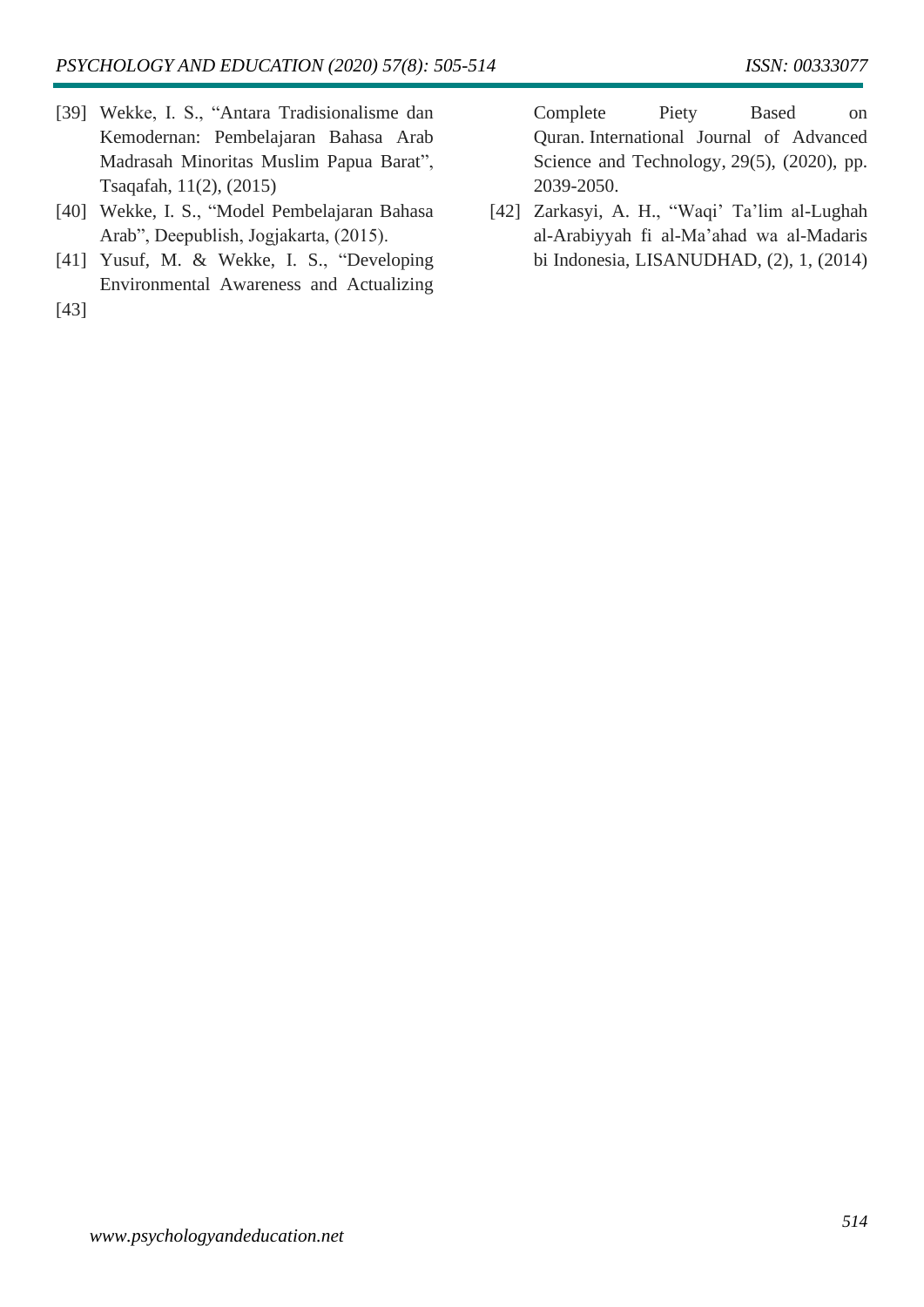[39] Wekke, I. S., "Antara Tradisionalisme dan Kemodernan: Pembelajaran Bahasa Arab Madrasah Minoritas Muslim Papua Barat", Tsaqafah, 11(2), (2015)

[40] Wekke, I. S., "Model Pembelajaran Bahasa Arab", Deepublish, Jogjakarta, (2015).

[41] Yusuf, M. & Wekke, I. S., "Developing Environmental Awareness and Actualizing Complete Piety Based on Quran. International Journal of Advanced Science and Technology, 29(5), (2020), pp. 2039-2050.

[42] Zarkasyi, A. H., "Waqi' Ta'lim al-Lughah al-Arabiyyah fi al-Ma'ahad wa al-Madaris bi Indonesia, LISANUDHAD, (2), 1, (2014)

[43]